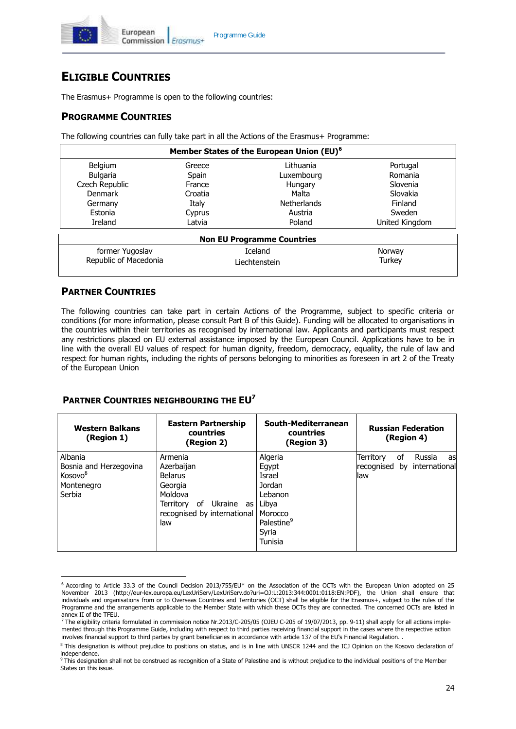# ELIGIBLE COUNTRIES

The Erasmus+ Programme is open to the following countries:

## PROGRAMME COUNTRIES

The following countries can fully take part in all the Actions of the Erasmus+ Programme:

| Member States of the European Union (EU)[6] | | | |
|---|---|---|---|
| Belgium | Greece | Lithuania | Portugal |
| Bulgaria | Spain | Luxembourg | Romania |
| Czech Republic | France | Hungary | Slovenia |
| Denmark | Croatia | Malta | Slovakia |
| Germany | Italy | Netherlands | Finland |
| Estonia | Cyprus | Austria | Sweden |
| Ireland | Latvia | Poland | United Kingdom |

| Non EU Programme Countries | | |
|---|---|---|
| former Yugoslav Republic of Macedonia | Iceland | Norway |
| | Liechtenstein | Turkey |

## PARTNER COUNTRIES

The following countries can take part in certain Actions of the Programme, subject to specific criteria or conditions (for more information, please consult Part B of this Guide). Funding will be allocated to organisations in the countries within their territories as recognised by international law. Applicants and participants must respect any restrictions placed on EU external assistance imposed by the European Council. Applications have to be in line with the overall EU values of respect for human dignity, freedom, democracy, equality, the rule of law and respect for human rights, including the rights of persons belonging to minorities as foreseen in art 2 of the Treaty of the European Union

### PARTNER COUNTRIES NEIGHBOURING THE EU[7]

| Western Balkans (Region 1) | Eastern Partnership countries (Region 2) | South-Mediterranean countries (Region 3) | Russian Federation (Region 4) |
|---|---|---|---|
| Albania<br>Bosnia and Herzegovina<br>Kosovo[8]<br>Montenegro<br>Serbia | Armenia<br>Azerbaijan<br>Belarus<br>Georgia<br>Moldova<br>Territory of Ukraine as recognised by international law | Algeria<br>Egypt<br>Israel<br>Jordan<br>Lebanon<br>Libya<br>Morocco<br>Palestine[9]<br>Syria<br>Tunisia | Territory of Russia as recognised by international law |

---

[6] According to Article 33.3 of the Council Decision 2013/755/EU* on the Association of the OCTs with the European Union adopted on 25 November 2013 (http://eur-lex.europa.eu/LexUriServ/LexUriServ.do?uri=OJ:L:2013:344:0001:0118:EN:PDF), the Union shall ensure that individuals and organisations from or to Overseas Countries and Territories (OCT) shall be eligible for the Erasmus+, subject to the rules of the Programme and the arrangements applicable to the Member State with which these OCTs they are connected. The concerned OCTs are listed in annex II of the TFEU.

[7] The eligibility criteria formulated in commission notice Nr.2013/C-205/05 (OJEU C-205 of 19/07/2013, pp. 9-11) shall apply for all actions implemented through this Programme Guide, including with respect to third parties receiving financial support in the cases where the respective action involves financial support to third parties by grant beneficiaries in accordance with article 137 of the EU's Financial Regulation. .

[8] This designation is without prejudice to positions on status, and is in line with UNSCR 1244 and the ICJ Opinion on the Kosovo declaration of independence.

[9] This designation shall not be construed as recognition of a State of Palestine and is without prejudice to the individual positions of the Member States on this issue.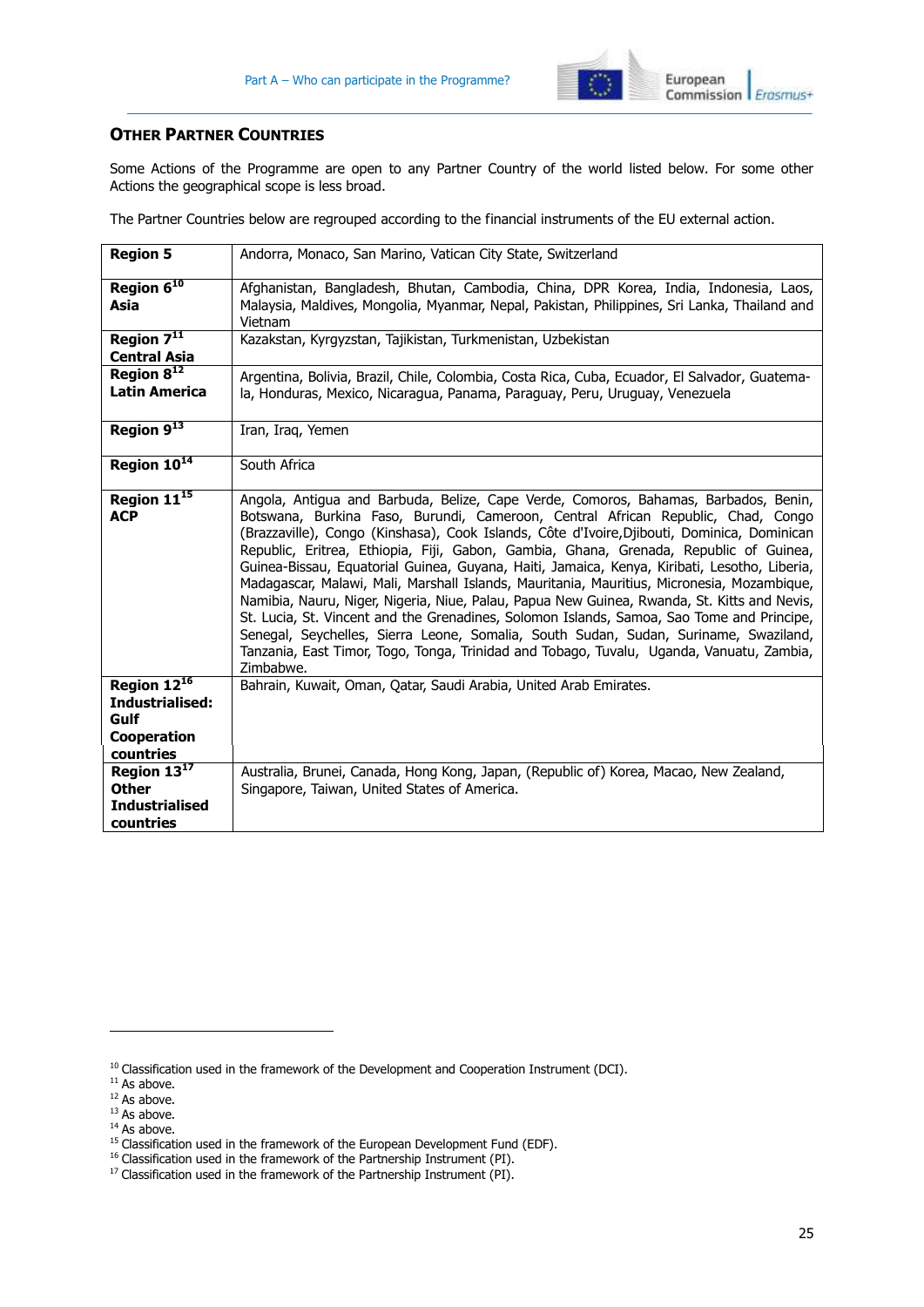## Other Partner Countries

Some Actions of the Programme are open to any Partner Country of the world listed below. For some other Actions the geographical scope is less broad.

The Partner Countries below are regrouped according to the financial instruments of the EU external action.

| | |
|---|---|
| **Region 5** | Andorra, Monaco, San Marino, Vatican City State, Switzerland |
| **Region 6**[10] **Asia** | Afghanistan, Bangladesh, Bhutan, Cambodia, China, DPR Korea, India, Indonesia, Laos, Malaysia, Maldives, Mongolia, Myanmar, Nepal, Pakistan, Philippines, Sri Lanka, Thailand and Vietnam |
| **Region 7**[11] **Central Asia** | Kazakstan, Kyrgyzstan, Tajikistan, Turkmenistan, Uzbekistan |
| **Region 8**[12] **Latin America** | Argentina, Bolivia, Brazil, Chile, Colombia, Costa Rica, Cuba, Ecuador, El Salvador, Guatemala, Honduras, Mexico, Nicaragua, Panama, Paraguay, Peru, Uruguay, Venezuela |
| **Region 9**[13] | Iran, Iraq, Yemen |
| **Region 10**[14] | South Africa |
| **Region 11**[15] **ACP** | Angola, Antigua and Barbuda, Belize, Cape Verde, Comoros, Bahamas, Barbados, Benin, Botswana, Burkina Faso, Burundi, Cameroon, Central African Republic, Chad, Congo (Brazzaville), Congo (Kinshasa), Cook Islands, Côte d'Ivoire,Djibouti, Dominica, Dominican Republic, Eritrea, Ethiopia, Fiji, Gabon, Gambia, Ghana, Grenada, Republic of Guinea, Guinea-Bissau, Equatorial Guinea, Guyana, Haiti, Jamaica, Kenya, Kiribati, Lesotho, Liberia, Madagascar, Malawi, Mali, Marshall Islands, Mauritania, Mauritius, Micronesia, Mozambique, Namibia, Nauru, Niger, Nigeria, Niue, Palau, Papua New Guinea, Rwanda, St. Kitts and Nevis, St. Lucia, St. Vincent and the Grenadines, Solomon Islands, Samoa, Sao Tome and Principe, Senegal, Seychelles, Sierra Leone, Somalia, South Sudan, Sudan, Suriname, Swaziland, Tanzania, East Timor, Togo, Tonga, Trinidad and Tobago, Tuvalu, Uganda, Vanuatu, Zambia, Zimbabwe. |
| **Region 12**[16] **Industrialised: Gulf Cooperation countries** | Bahrain, Kuwait, Oman, Qatar, Saudi Arabia, United Arab Emirates. |
| **Region 13**[17] **Other Industrialised countries** | Australia, Brunei, Canada, Hong Kong, Japan, (Republic of) Korea, Macao, New Zealand, Singapore, Taiwan, United States of America. |

[10] Classification used in the framework of the Development and Cooperation Instrument (DCI).
[11] As above.
[12] As above.
[13] As above.
[14] As above.
[15] Classification used in the framework of the European Development Fund (EDF).
[16] Classification used in the framework of the Partnership Instrument (PI).
[17] Classification used in the framework of the Partnership Instrument (PI).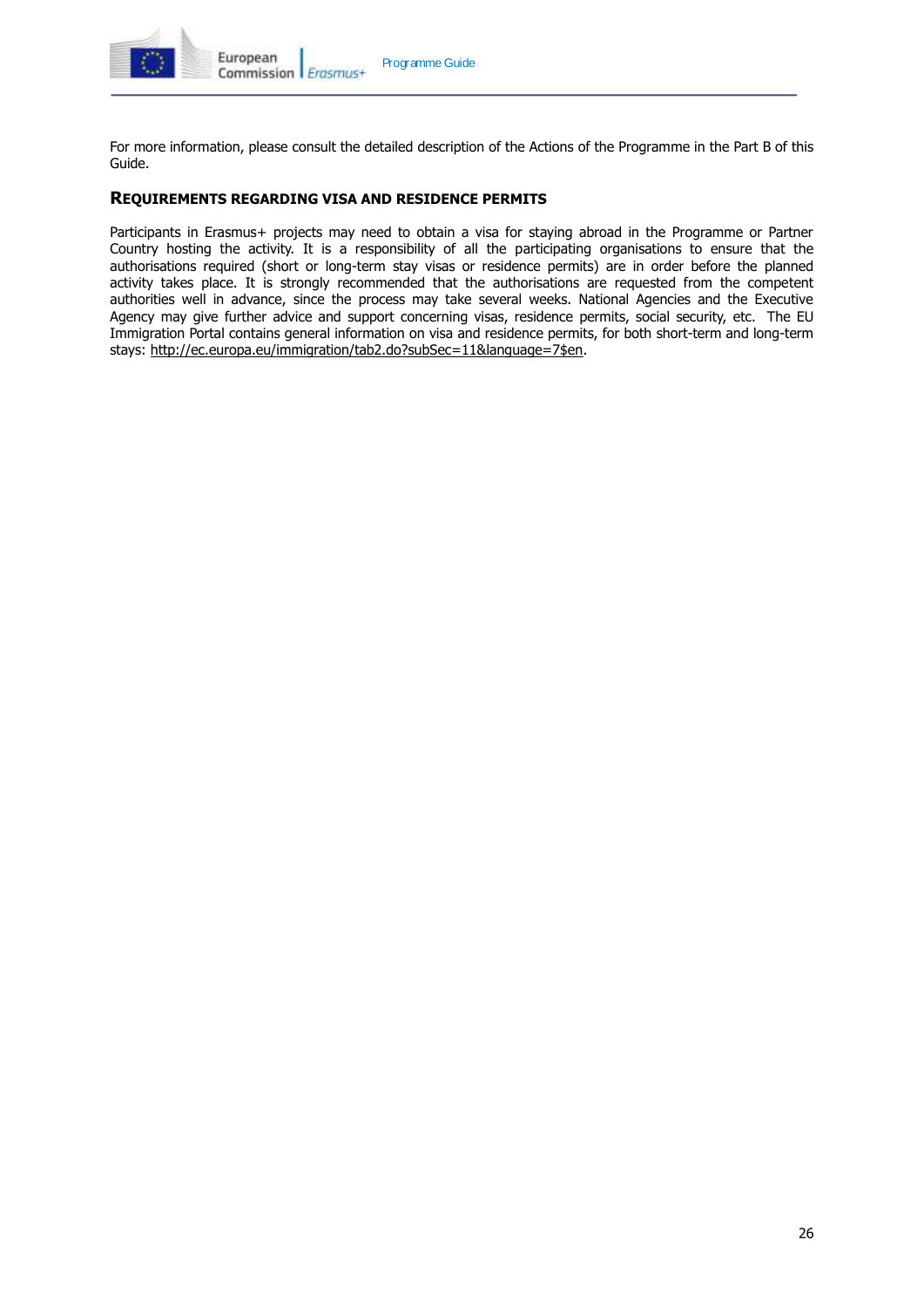For more information, please consult the detailed description of the Actions of the Programme in the Part B of this Guide.

## REQUIREMENTS REGARDING VISA AND RESIDENCE PERMITS

Participants in Erasmus+ projects may need to obtain a visa for staying abroad in the Programme or Partner Country hosting the activity. It is a responsibility of all the participating organisations to ensure that the authorisations required (short or long-term stay visas or residence permits) are in order before the planned activity takes place. It is strongly recommended that the authorisations are requested from the competent authorities well in advance, since the process may take several weeks. National Agencies and the Executive Agency may give further advice and support concerning visas, residence permits, social security, etc. The EU Immigration Portal contains general information on visa and residence permits, for both short-term and long-term stays: http://ec.europa.eu/immigration/tab2.do?subSec=11&language=7$en.